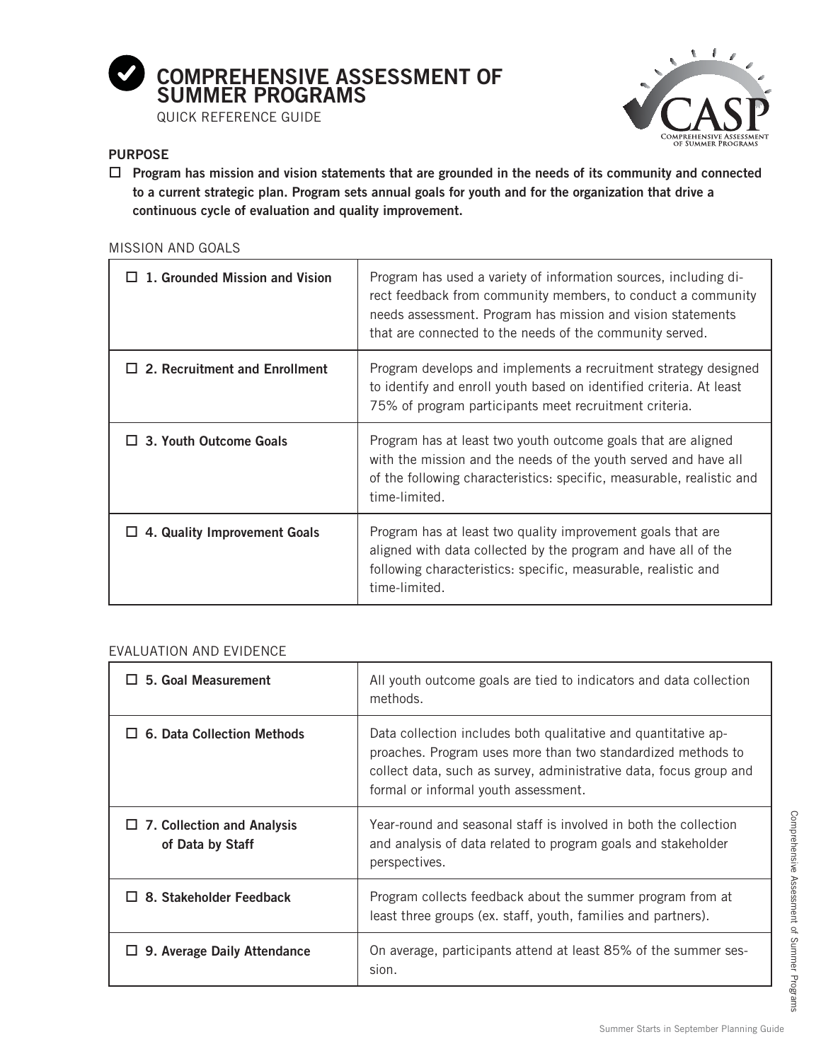# COMPREHENSIVE ASSESSMENT OF SUMMER PROGRAMS

QUICK REFERENCE GUIDE

## PURPOSE

☐ **Program has mission and vision statements that are grounded in the needs of its community and connected to a current strategic plan. Program sets annual goals for youth and for the organization that drive a continuous cycle of evaluation and quality improvement.**

### MISSION AND GOALS

| | |
|---|---|
| ☐ **1. Grounded Mission and Vision** | Program has used a variety of information sources, including direct feedback from community members, to conduct a community needs assessment. Program has mission and vision statements that are connected to the needs of the community served. |
| ☐ **2. Recruitment and Enrollment** | Program develops and implements a recruitment strategy designed to identify and enroll youth based on identified criteria. At least 75% of program participants meet recruitment criteria. |
| ☐ **3. Youth Outcome Goals** | Program has at least two youth outcome goals that are aligned with the mission and the needs of the youth served and have all of the following characteristics: specific, measurable, realistic and time-limited. |
| ☐ **4. Quality Improvement Goals** | Program has at least two quality improvement goals that are aligned with data collected by the program and have all of the following characteristics: specific, measurable, realistic and time-limited. |

### EVALUATION AND EVIDENCE

| | |
|---|---|
| ☐ **5. Goal Measurement** | All youth outcome goals are tied to indicators and data collection methods. |
| ☐ **6. Data Collection Methods** | Data collection includes both qualitative and quantitative approaches. Program uses more than two standardized methods to collect data, such as survey, administrative data, focus group and formal or informal youth assessment. |
| ☐ **7. Collection and Analysis of Data by Staff** | Year-round and seasonal staff is involved in both the collection and analysis of data related to program goals and stakeholder perspectives. |
| ☐ **8. Stakeholder Feedback** | Program collects feedback about the summer program from at least three groups (ex. staff, youth, families and partners). |
| ☐ **9. Average Daily Attendance** | On average, participants attend at least 85% of the summer session. |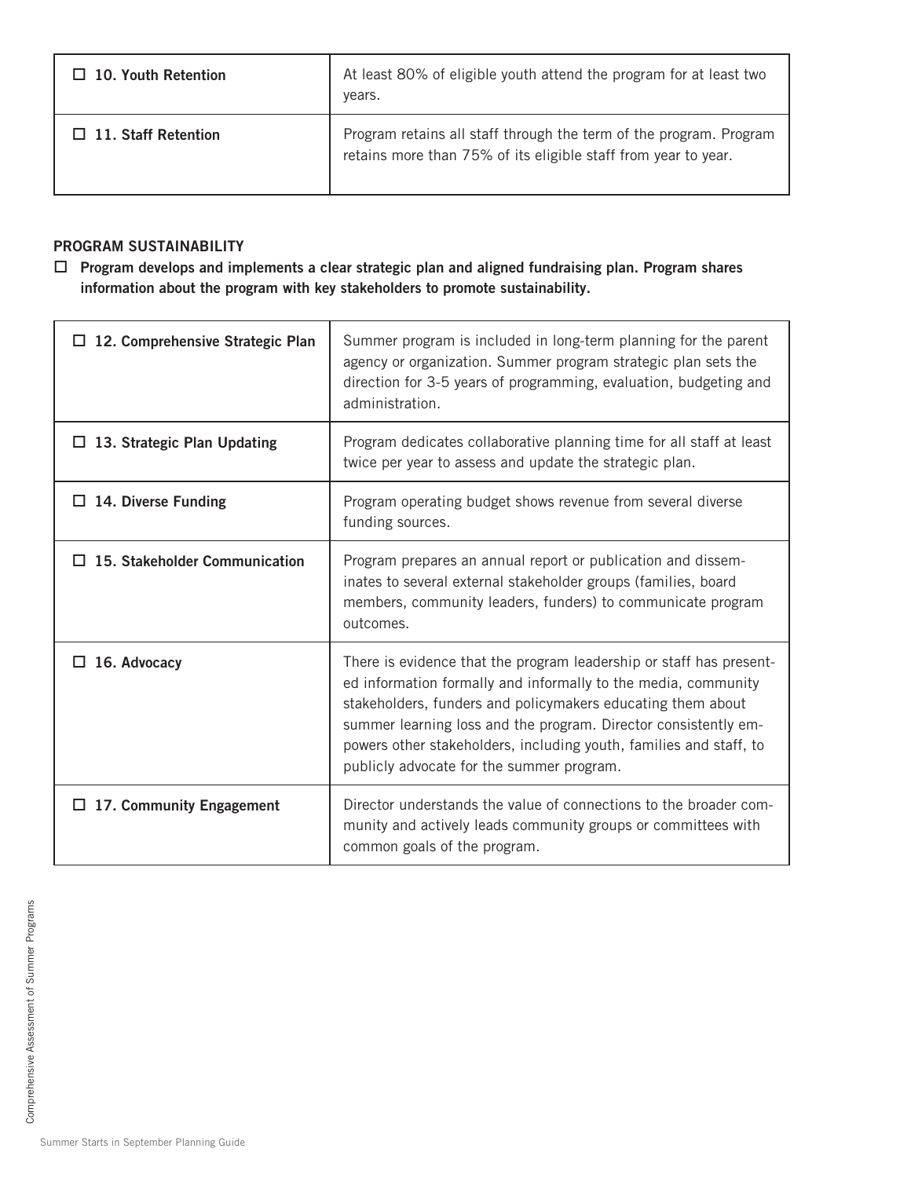| | |
|---|---|
| ☐ 10. Youth Retention | At least 80% of eligible youth attend the program for at least two years. |
| ☐ 11. Staff Retention | Program retains all staff through the term of the program. Program retains more than 75% of its eligible staff from year to year. |

**PROGRAM SUSTAINABILITY**

☐ **Program develops and implements a clear strategic plan and aligned fundraising plan. Program shares information about the program with key stakeholders to promote sustainability.**

| | |
|---|---|
| ☐ 12. Comprehensive Strategic Plan | Summer program is included in long-term planning for the parent agency or organization. Summer program strategic plan sets the direction for 3-5 years of programming, evaluation, budgeting and administration. |
| ☐ 13. Strategic Plan Updating | Program dedicates collaborative planning time for all staff at least twice per year to assess and update the strategic plan. |
| ☐ 14. Diverse Funding | Program operating budget shows revenue from several diverse funding sources. |
| ☐ 15. Stakeholder Communication | Program prepares an annual report or publication and disseminates to several external stakeholder groups (families, board members, community leaders, funders) to communicate program outcomes. |
| ☐ 16. Advocacy | There is evidence that the program leadership or staff has presented information formally and informally to the media, community stakeholders, funders and policymakers educating them about summer learning loss and the program. Director consistently empowers other stakeholders, including youth, families and staff, to publicly advocate for the summer program. |
| ☐ 17. Community Engagement | Director understands the value of connections to the broader community and actively leads community groups or committees with common goals of the program. |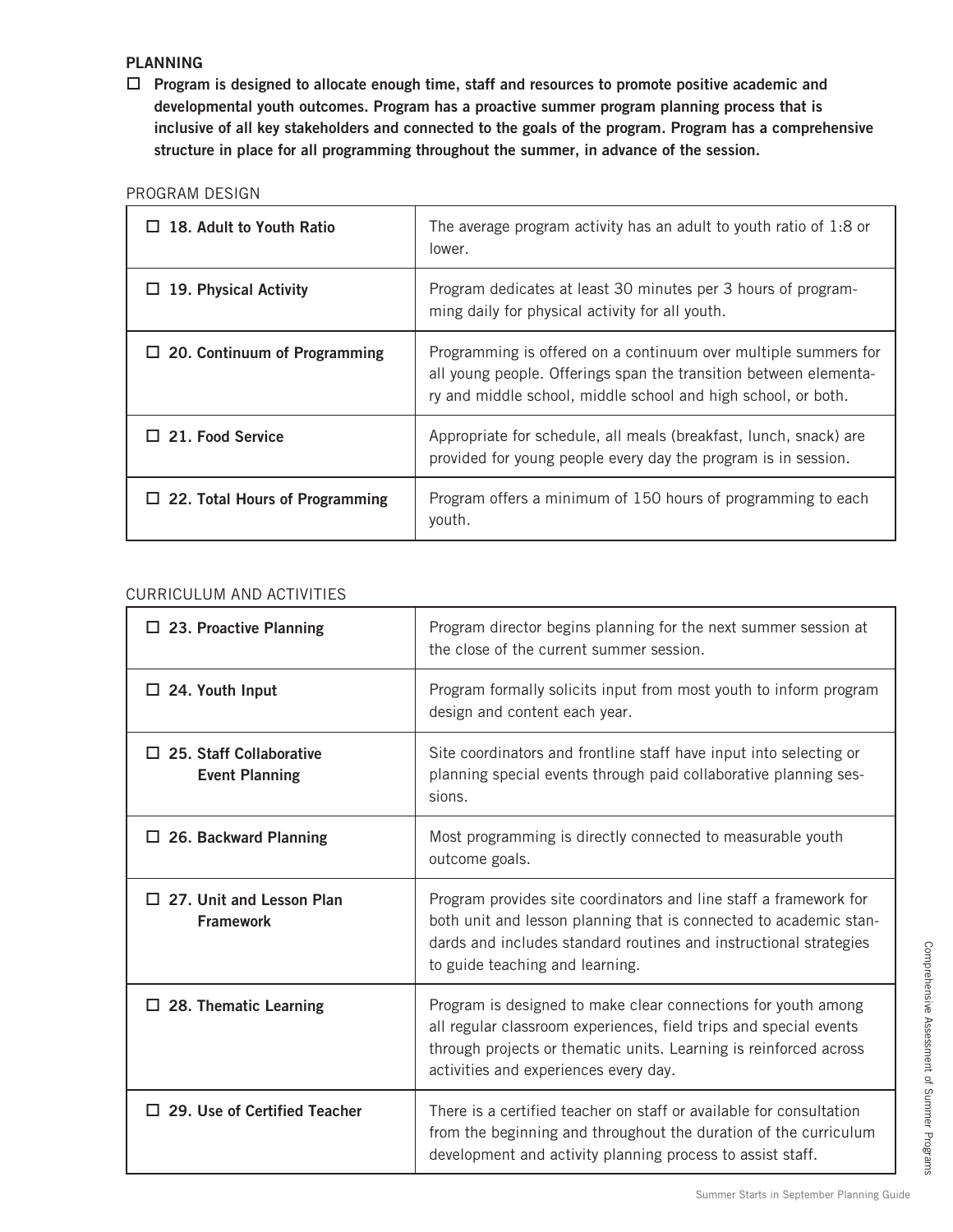## PLANNING

☐ **Program is designed to allocate enough time, staff and resources to promote positive academic and developmental youth outcomes. Program has a proactive summer program planning process that is inclusive of all key stakeholders and connected to the goals of the program. Program has a comprehensive structure in place for all programming throughout the summer, in advance of the session.**

### PROGRAM DESIGN

| | |
|---|---|
| ☐ **18. Adult to Youth Ratio** | The average program activity has an adult to youth ratio of 1:8 or lower. |
| ☐ **19. Physical Activity** | Program dedicates at least 30 minutes per 3 hours of programming daily for physical activity for all youth. |
| ☐ **20. Continuum of Programming** | Programming is offered on a continuum over multiple summers for all young people. Offerings span the transition between elementary and middle school, middle school and high school, or both. |
| ☐ **21. Food Service** | Appropriate for schedule, all meals (breakfast, lunch, snack) are provided for young people every day the program is in session. |
| ☐ **22. Total Hours of Programming** | Program offers a minimum of 150 hours of programming to each youth. |

### CURRICULUM AND ACTIVITIES

| | |
|---|---|
| ☐ **23. Proactive Planning** | Program director begins planning for the next summer session at the close of the current summer session. |
| ☐ **24. Youth Input** | Program formally solicits input from most youth to inform program design and content each year. |
| ☐ **25. Staff Collaborative Event Planning** | Site coordinators and frontline staff have input into selecting or planning special events through paid collaborative planning sessions. |
| ☐ **26. Backward Planning** | Most programming is directly connected to measurable youth outcome goals. |
| ☐ **27. Unit and Lesson Plan Framework** | Program provides site coordinators and line staff a framework for both unit and lesson planning that is connected to academic standards and includes standard routines and instructional strategies to guide teaching and learning. |
| ☐ **28. Thematic Learning** | Program is designed to make clear connections for youth among all regular classroom experiences, field trips and special events through projects or thematic units. Learning is reinforced across activities and experiences every day. |
| ☐ **29. Use of Certified Teacher** | There is a certified teacher on staff or available for consultation from the beginning and throughout the duration of the curriculum development and activity planning process to assist staff. |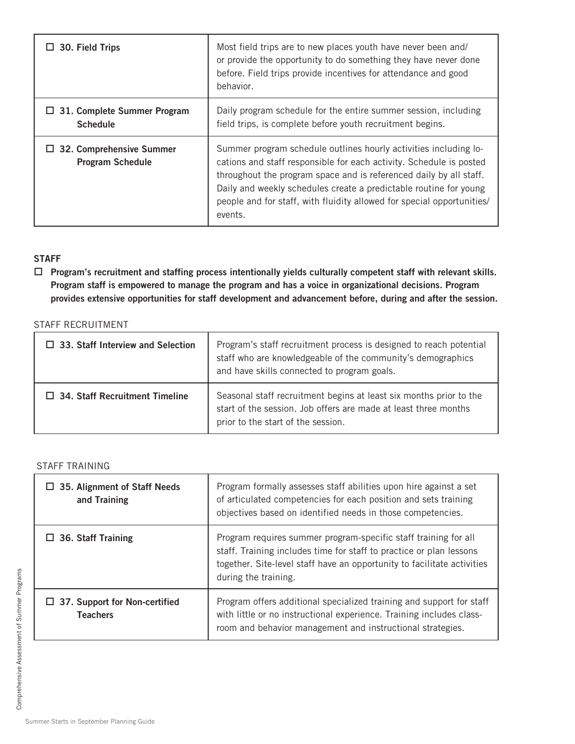| ☐ 30. Field Trips | Most field trips are to new places youth have never been and/or provide the opportunity to do something they have never done before. Field trips provide incentives for attendance and good behavior. |
|---|---|
| ☐ 31. Complete Summer Program Schedule | Daily program schedule for the entire summer session, including field trips, is complete before youth recruitment begins. |
| ☐ 32. Comprehensive Summer Program Schedule | Summer program schedule outlines hourly activities including locations and staff responsible for each activity. Schedule is posted throughout the program space and is referenced daily by all staff. Daily and weekly schedules create a predictable routine for young people and for staff, with fluidity allowed for special opportunities/events. |

## STAFF

☐ **Program's recruitment and staffing process intentionally yields culturally competent staff with relevant skills. Program staff is empowered to manage the program and has a voice in organizational decisions. Program provides extensive opportunities for staff development and advancement before, during and after the session.**

### STAFF RECRUITMENT

| ☐ 33. Staff Interview and Selection | Program's staff recruitment process is designed to reach potential staff who are knowledgeable of the community's demographics and have skills connected to program goals. |
|---|---|
| ☐ 34. Staff Recruitment Timeline | Seasonal staff recruitment begins at least six months prior to the start of the session. Job offers are made at least three months prior to the start of the session. |

### STAFF TRAINING

| ☐ 35. Alignment of Staff Needs and Training | Program formally assesses staff abilities upon hire against a set of articulated competencies for each position and sets training objectives based on identified needs in those competencies. |
|---|---|
| ☐ 36. Staff Training | Program requires summer program-specific staff training for all staff. Training includes time for staff to practice or plan lessons together. Site-level staff have an opportunity to facilitate activities during the training. |
| ☐ 37. Support for Non-certified Teachers | Program offers additional specialized training and support for staff with little or no instructional experience. Training includes classroom and behavior management and instructional strategies. |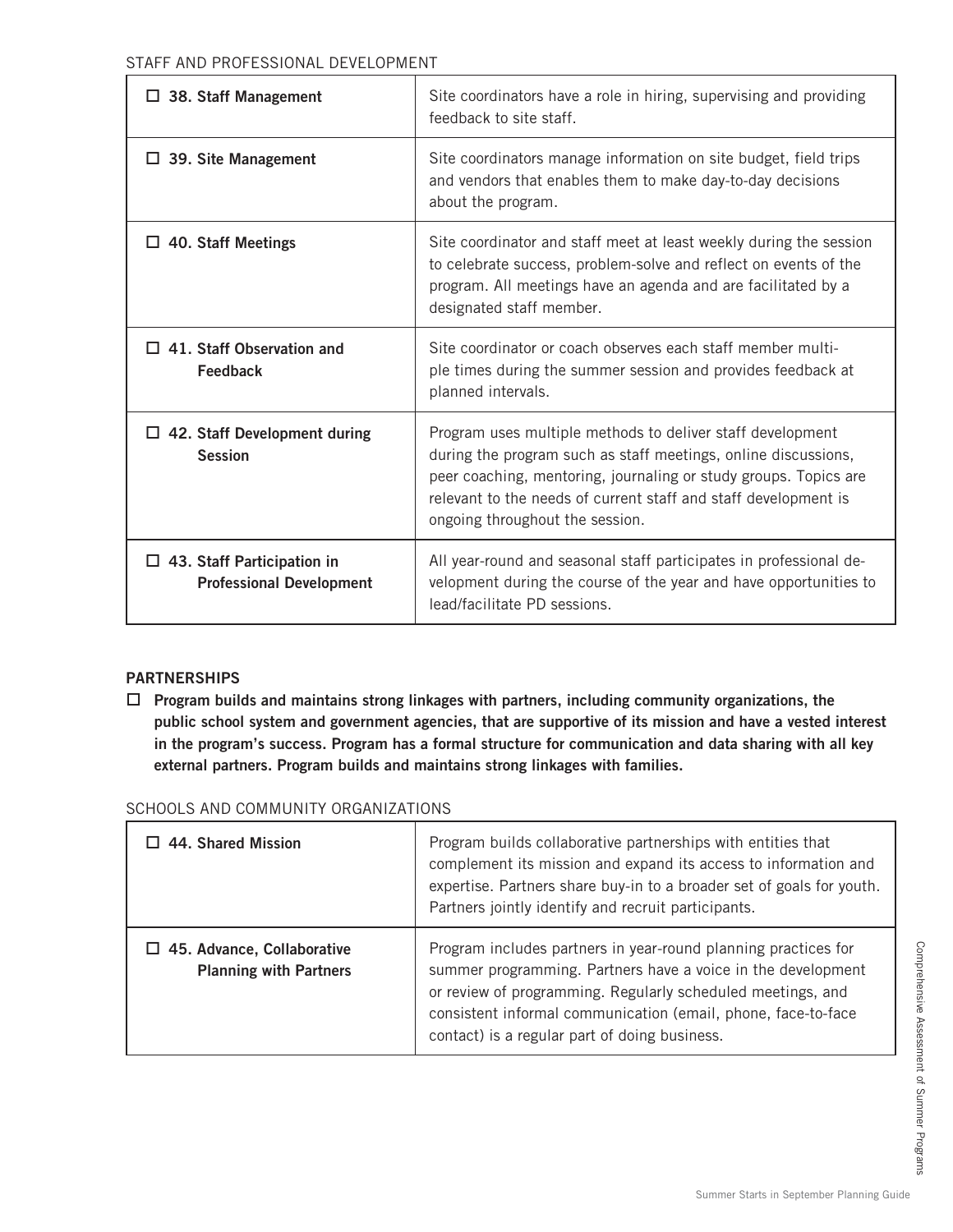STAFF AND PROFESSIONAL DEVELOPMENT

| | |
|---|---|
| ☐ **38. Staff Management** | Site coordinators have a role in hiring, supervising and providing feedback to site staff. |
| ☐ **39. Site Management** | Site coordinators manage information on site budget, field trips and vendors that enables them to make day-to-day decisions about the program. |
| ☐ **40. Staff Meetings** | Site coordinator and staff meet at least weekly during the session to celebrate success, problem-solve and reflect on events of the program. All meetings have an agenda and are facilitated by a designated staff member. |
| ☐ **41. Staff Observation and Feedback** | Site coordinator or coach observes each staff member multiple times during the summer session and provides feedback at planned intervals. |
| ☐ **42. Staff Development during Session** | Program uses multiple methods to deliver staff development during the program such as staff meetings, online discussions, peer coaching, mentoring, journaling or study groups. Topics are relevant to the needs of current staff and staff development is ongoing throughout the session. |
| ☐ **43. Staff Participation in Professional Development** | All year-round and seasonal staff participates in professional development during the course of the year and have opportunities to lead/facilitate PD sessions. |

## PARTNERSHIPS

☐ **Program builds and maintains strong linkages with partners, including community organizations, the public school system and government agencies, that are supportive of its mission and have a vested interest in the program's success. Program has a formal structure for communication and data sharing with all key external partners. Program builds and maintains strong linkages with families.**

SCHOOLS AND COMMUNITY ORGANIZATIONS

| | |
|---|---|
| ☐ **44. Shared Mission** | Program builds collaborative partnerships with entities that complement its mission and expand its access to information and expertise. Partners share buy-in to a broader set of goals for youth. Partners jointly identify and recruit participants. |
| ☐ **45. Advance, Collaborative Planning with Partners** | Program includes partners in year-round planning practices for summer programming. Partners have a voice in the development or review of programming. Regularly scheduled meetings, and consistent informal communication (email, phone, face-to-face contact) is a regular part of doing business. |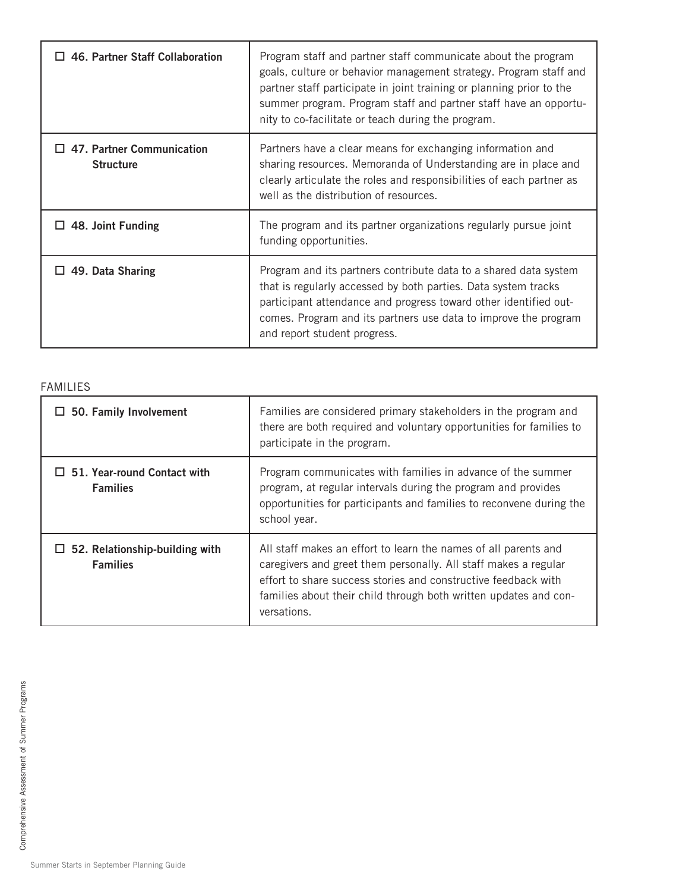| | |
|---|---|
| ☐ **46. Partner Staff Collaboration** | Program staff and partner staff communicate about the program goals, culture or behavior management strategy. Program staff and partner staff participate in joint training or planning prior to the summer program. Program staff and partner staff have an opportunity to co-facilitate or teach during the program. |
| ☐ **47. Partner Communication Structure** | Partners have a clear means for exchanging information and sharing resources. Memoranda of Understanding are in place and clearly articulate the roles and responsibilities of each partner as well as the distribution of resources. |
| ☐ **48. Joint Funding** | The program and its partner organizations regularly pursue joint funding opportunities. |
| ☐ **49. Data Sharing** | Program and its partners contribute data to a shared data system that is regularly accessed by both parties. Data system tracks participant attendance and progress toward other identified outcomes. Program and its partners use data to improve the program and report student progress. |

FAMILIES

| | |
|---|---|
| ☐ **50. Family Involvement** | Families are considered primary stakeholders in the program and there are both required and voluntary opportunities for families to participate in the program. |
| ☐ **51. Year-round Contact with Families** | Program communicates with families in advance of the summer program, at regular intervals during the program and provides opportunities for participants and families to reconvene during the school year. |
| ☐ **52. Relationship-building with Families** | All staff makes an effort to learn the names of all parents and caregivers and greet them personally. All staff makes a regular effort to share success stories and constructive feedback with families about their child through both written updates and conversations. |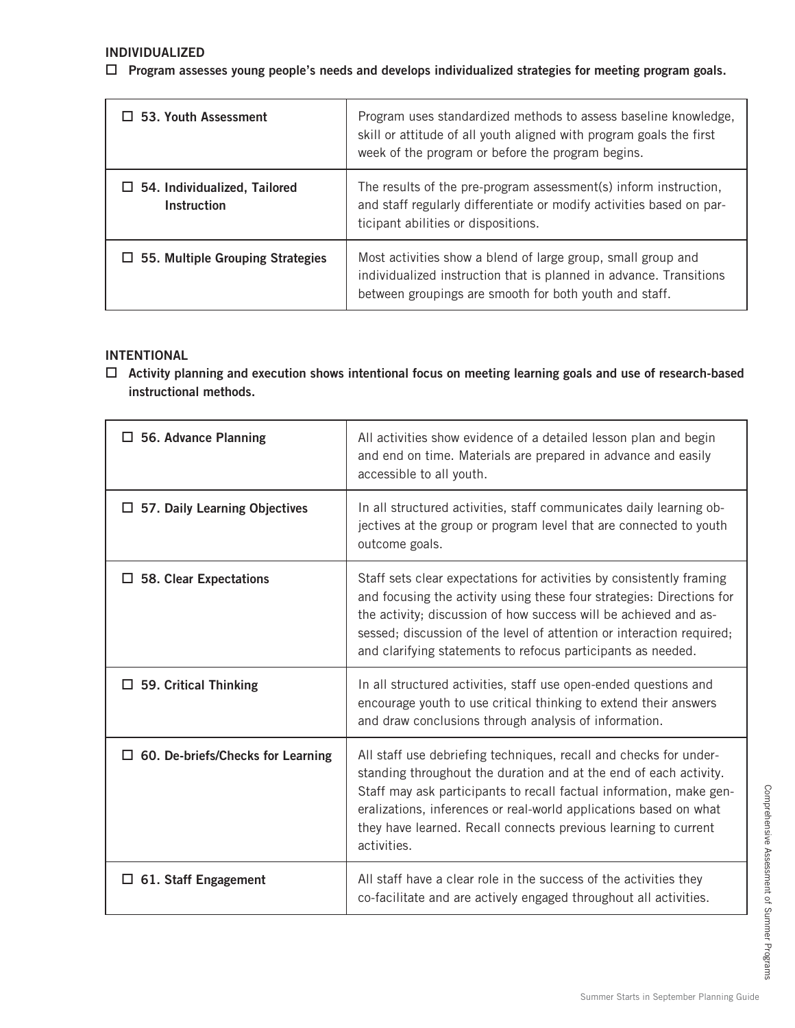## INDIVIDUALIZED

☐ **Program assesses young people's needs and develops individualized strategies for meeting program goals.**

| | |
|---|---|
| ☐ **53. Youth Assessment** | Program uses standardized methods to assess baseline knowledge, skill or attitude of all youth aligned with program goals the first week of the program or before the program begins. |
| ☐ **54. Individualized, Tailored Instruction** | The results of the pre-program assessment(s) inform instruction, and staff regularly differentiate or modify activities based on participant abilities or dispositions. |
| ☐ **55. Multiple Grouping Strategies** | Most activities show a blend of large group, small group and individualized instruction that is planned in advance. Transitions between groupings are smooth for both youth and staff. |

## INTENTIONAL

☐ **Activity planning and execution shows intentional focus on meeting learning goals and use of research-based instructional methods.**

| | |
|---|---|
| ☐ **56. Advance Planning** | All activities show evidence of a detailed lesson plan and begin and end on time. Materials are prepared in advance and easily accessible to all youth. |
| ☐ **57. Daily Learning Objectives** | In all structured activities, staff communicates daily learning objectives at the group or program level that are connected to youth outcome goals. |
| ☐ **58. Clear Expectations** | Staff sets clear expectations for activities by consistently framing and focusing the activity using these four strategies: Directions for the activity; discussion of how success will be achieved and assessed; discussion of the level of attention or interaction required; and clarifying statements to refocus participants as needed. |
| ☐ **59. Critical Thinking** | In all structured activities, staff use open-ended questions and encourage youth to use critical thinking to extend their answers and draw conclusions through analysis of information. |
| ☐ **60. De-briefs/Checks for Learning** | All staff use debriefing techniques, recall and checks for understanding throughout the duration and at the end of each activity. Staff may ask participants to recall factual information, make generalizations, inferences or real-world applications based on what they have learned. Recall connects previous learning to current activities. |
| ☐ **61. Staff Engagement** | All staff have a clear role in the success of the activities they co-facilitate and are actively engaged throughout all activities. |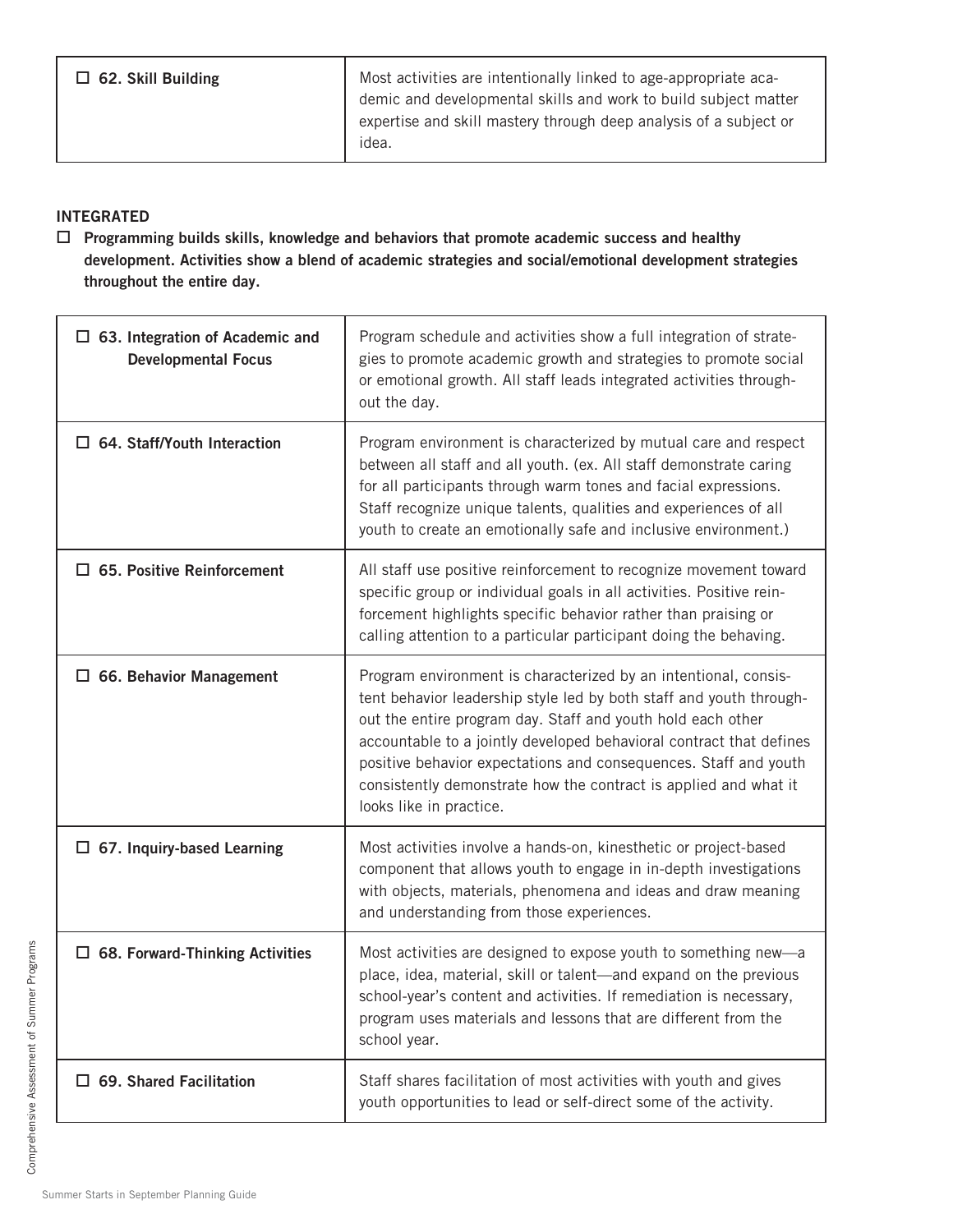| ☐ 62. Skill Building | Most activities are intentionally linked to age-appropriate academic and developmental skills and work to build subject matter expertise and skill mastery through deep analysis of a subject or idea. |
|---|---|

**INTEGRATED**

☐ **Programming builds skills, knowledge and behaviors that promote academic success and healthy development. Activities show a blend of academic strategies and social/emotional development strategies throughout the entire day.**

| ☐ 63. Integration of Academic and Developmental Focus | Program schedule and activities show a full integration of strategies to promote academic growth and strategies to promote social or emotional growth. All staff leads integrated activities throughout the day. |
|---|---|
| ☐ 64. Staff/Youth Interaction | Program environment is characterized by mutual care and respect between all staff and all youth. (ex. All staff demonstrate caring for all participants through warm tones and facial expressions. Staff recognize unique talents, qualities and experiences of all youth to create an emotionally safe and inclusive environment.) |
| ☐ 65. Positive Reinforcement | All staff use positive reinforcement to recognize movement toward specific group or individual goals in all activities. Positive reinforcement highlights specific behavior rather than praising or calling attention to a particular participant doing the behaving. |
| ☐ 66. Behavior Management | Program environment is characterized by an intentional, consistent behavior leadership style led by both staff and youth throughout the entire program day. Staff and youth hold each other accountable to a jointly developed behavioral contract that defines positive behavior expectations and consequences. Staff and youth consistently demonstrate how the contract is applied and what it looks like in practice. |
| ☐ 67. Inquiry-based Learning | Most activities involve a hands-on, kinesthetic or project-based component that allows youth to engage in in-depth investigations with objects, materials, phenomena and ideas and draw meaning and understanding from those experiences. |
| ☐ 68. Forward-Thinking Activities | Most activities are designed to expose youth to something new—a place, idea, material, skill or talent—and expand on the previous school-year's content and activities. If remediation is necessary, program uses materials and lessons that are different from the school year. |
| ☐ 69. Shared Facilitation | Staff shares facilitation of most activities with youth and gives youth opportunities to lead or self-direct some of the activity. |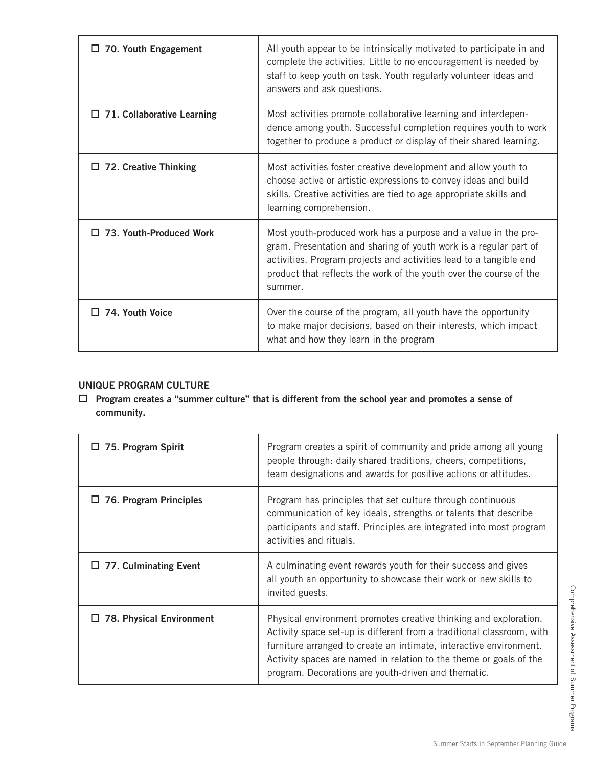| | |
|---|---|
| ☐ **70. Youth Engagement** | All youth appear to be intrinsically motivated to participate in and complete the activities. Little to no encouragement is needed by staff to keep youth on task. Youth regularly volunteer ideas and answers and ask questions. |
| ☐ **71. Collaborative Learning** | Most activities promote collaborative learning and interdependence among youth. Successful completion requires youth to work together to produce a product or display of their shared learning. |
| ☐ **72. Creative Thinking** | Most activities foster creative development and allow youth to choose active or artistic expressions to convey ideas and build skills. Creative activities are tied to age appropriate skills and learning comprehension. |
| ☐ **73. Youth-Produced Work** | Most youth-produced work has a purpose and a value in the program. Presentation and sharing of youth work is a regular part of activities. Program projects and activities lead to a tangible end product that reflects the work of the youth over the course of the summer. |
| ☐ **74. Youth Voice** | Over the course of the program, all youth have the opportunity to make major decisions, based on their interests, which impact what and how they learn in the program |

**UNIQUE PROGRAM CULTURE**

☐ **Program creates a "summer culture" that is different from the school year and promotes a sense of community.**

| | |
|---|---|
| ☐ **75. Program Spirit** | Program creates a spirit of community and pride among all young people through: daily shared traditions, cheers, competitions, team designations and awards for positive actions or attitudes. |
| ☐ **76. Program Principles** | Program has principles that set culture through continuous communication of key ideals, strengths or talents that describe participants and staff. Principles are integrated into most program activities and rituals. |
| ☐ **77. Culminating Event** | A culminating event rewards youth for their success and gives all youth an opportunity to showcase their work or new skills to invited guests. |
| ☐ **78. Physical Environment** | Physical environment promotes creative thinking and exploration. Activity space set-up is different from a traditional classroom, with furniture arranged to create an intimate, interactive environment. Activity spaces are named in relation to the theme or goals of the program. Decorations are youth-driven and thematic. |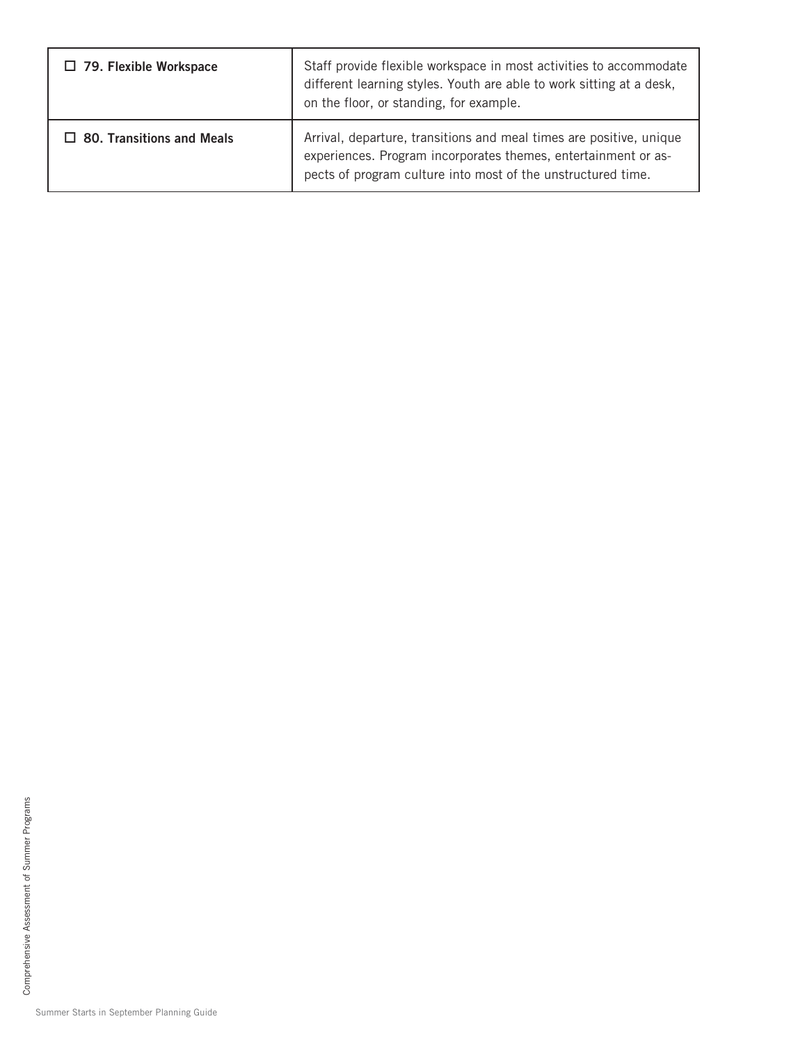| | |
|---|---|
| ☐ **79. Flexible Workspace** | Staff provide flexible workspace in most activities to accommodate different learning styles. Youth are able to work sitting at a desk, on the floor, or standing, for example. |
| ☐ **80. Transitions and Meals** | Arrival, departure, transitions and meal times are positive, unique experiences. Program incorporates themes, entertainment or aspects of program culture into most of the unstructured time. |